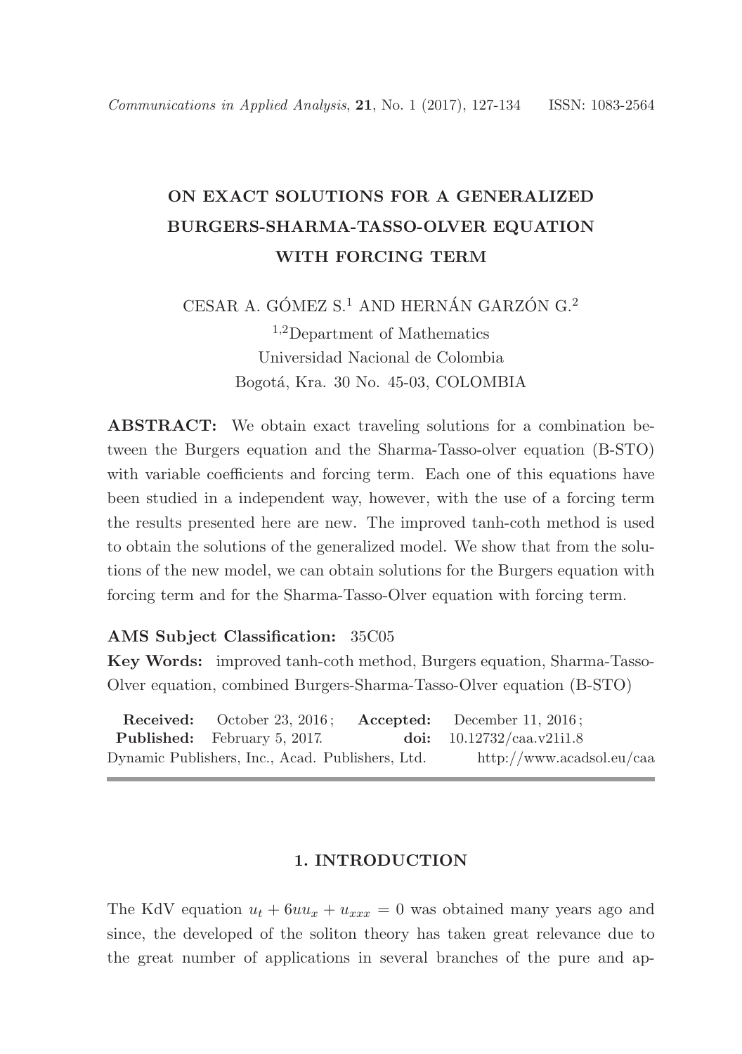# ON EXACT SOLUTIONS FOR A GENERALIZED BURGERS-SHARMA-TASSO-OLVER EQUATION WITH FORCING TERM

CESAR A. GÓMEZ S.[1] AND HERNÁN GARZÓN G.[2]

[1,2]Department of Mathematics
Universidad Nacional de Colombia
Bogotá, Kra. 30 No. 45-03, COLOMBIA

**ABSTRACT:** We obtain exact traveling solutions for a combination between the Burgers equation and the Sharma-Tasso-olver equation (B-STO) with variable coefficients and forcing term. Each one of this equations have been studied in a independent way, however, with the use of a forcing term the results presented here are new. The improved tanh-coth method is used to obtain the solutions of the generalized model. We show that from the solutions of the new model, we can obtain solutions for the Burgers equation with forcing term and for the Sharma-Tasso-Olver equation with forcing term.

**AMS Subject Classification:** 35C05

**Key Words:** improved tanh-coth method, Burgers equation, Sharma-Tasso-Olver equation, combined Burgers-Sharma-Tasso-Olver equation (B-STO)

**Received:** October 23, 2016; **Accepted:** December 11, 2016;
**Published:** February 5, 2017. **doi:** 10.12732/caa.v21i1.8
Dynamic Publishers, Inc., Acad. Publishers, Ltd. http://www.acadsol.eu/caa

## 1. INTRODUCTION

The KdV equation $u_t + 6uu_x + u_{xxx} = 0$ was obtained many years ago and since, the developed of the soliton theory has taken great relevance due to the great number of applications in several branches of the pure and ap-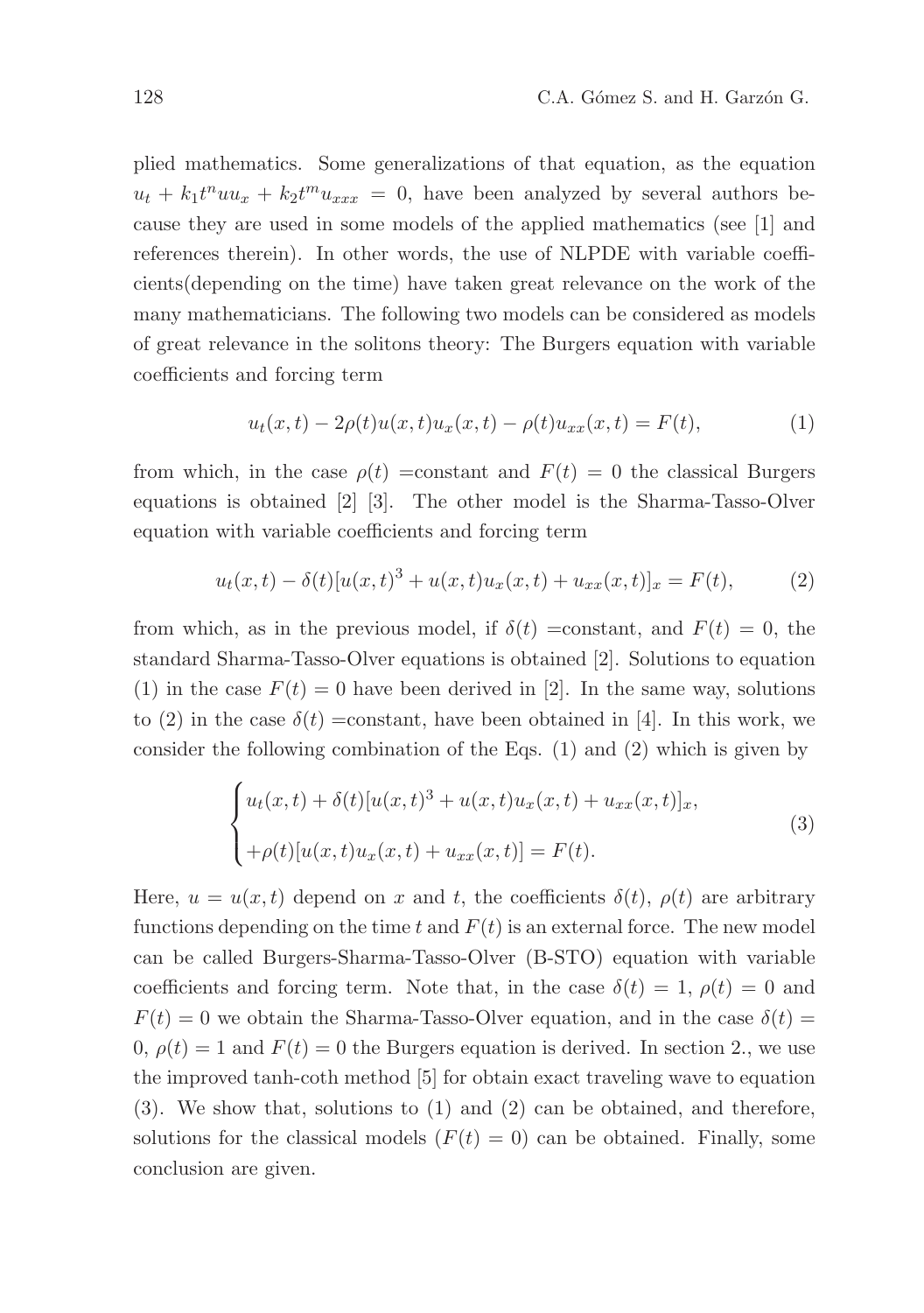plied mathematics. Some generalizations of that equation, as the equation $u_t + k_1 t^n u u_x + k_2 t^m u_{xxx} = 0$, have been analyzed by several authors because they are used in some models of the applied mathematics (see [1] and references therein). In other words, the use of NLPDE with variable coefficients(depending on the time) have taken great relevance on the work of the many mathematicians. The following two models can be considered as models of great relevance in the solitons theory: The Burgers equation with variable coefficients and forcing term

$$u_t(x,t) - 2\rho(t)u(x,t)u_x(x,t) - \rho(t)u_{xx}(x,t) = F(t), \tag{1}$$

from which, in the case $\rho(t)$ =constant and $F(t) = 0$ the classical Burgers equations is obtained [2] [3]. The other model is the Sharma-Tasso-Olver equation with variable coefficients and forcing term

$$u_t(x,t) - \delta(t)[u(x,t)^3 + u(x,t)u_x(x,t) + u_{xx}(x,t)]_x = F(t), \tag{2}$$

from which, as in the previous model, if $\delta(t)$ =constant, and $F(t) = 0$, the standard Sharma-Tasso-Olver equations is obtained [2]. Solutions to equation (1) in the case $F(t) = 0$ have been derived in [2]. In the same way, solutions to (2) in the case $\delta(t)$ =constant, have been obtained in [4]. In this work, we consider the following combination of the Eqs. (1) and (2) which is given by

$$\begin{cases} u_t(x,t) + \delta(t)[u(x,t)^3 + u(x,t)u_x(x,t) + u_{xx}(x,t)]_x, \\ \\ +\rho(t)[u(x,t)u_x(x,t) + u_{xx}(x,t)] = F(t). \end{cases} \tag{3}$$

Here, $u = u(x,t)$ depend on $x$ and $t$, the coefficients $\delta(t)$, $\rho(t)$ are arbitrary functions depending on the time $t$ and $F(t)$ is an external force. The new model can be called Burgers-Sharma-Tasso-Olver (B-STO) equation with variable coefficients and forcing term. Note that, in the case $\delta(t) = 1$, $\rho(t) = 0$ and $F(t) = 0$ we obtain the Sharma-Tasso-Olver equation, and in the case $\delta(t) = 0$, $\rho(t) = 1$ and $F(t) = 0$ the Burgers equation is derived. In section 2., we use the improved tanh-coth method [5] for obtain exact traveling wave to equation (3). We show that, solutions to (1) and (2) can be obtained, and therefore, solutions for the classical models ($F(t) = 0$) can be obtained. Finally, some conclusion are given.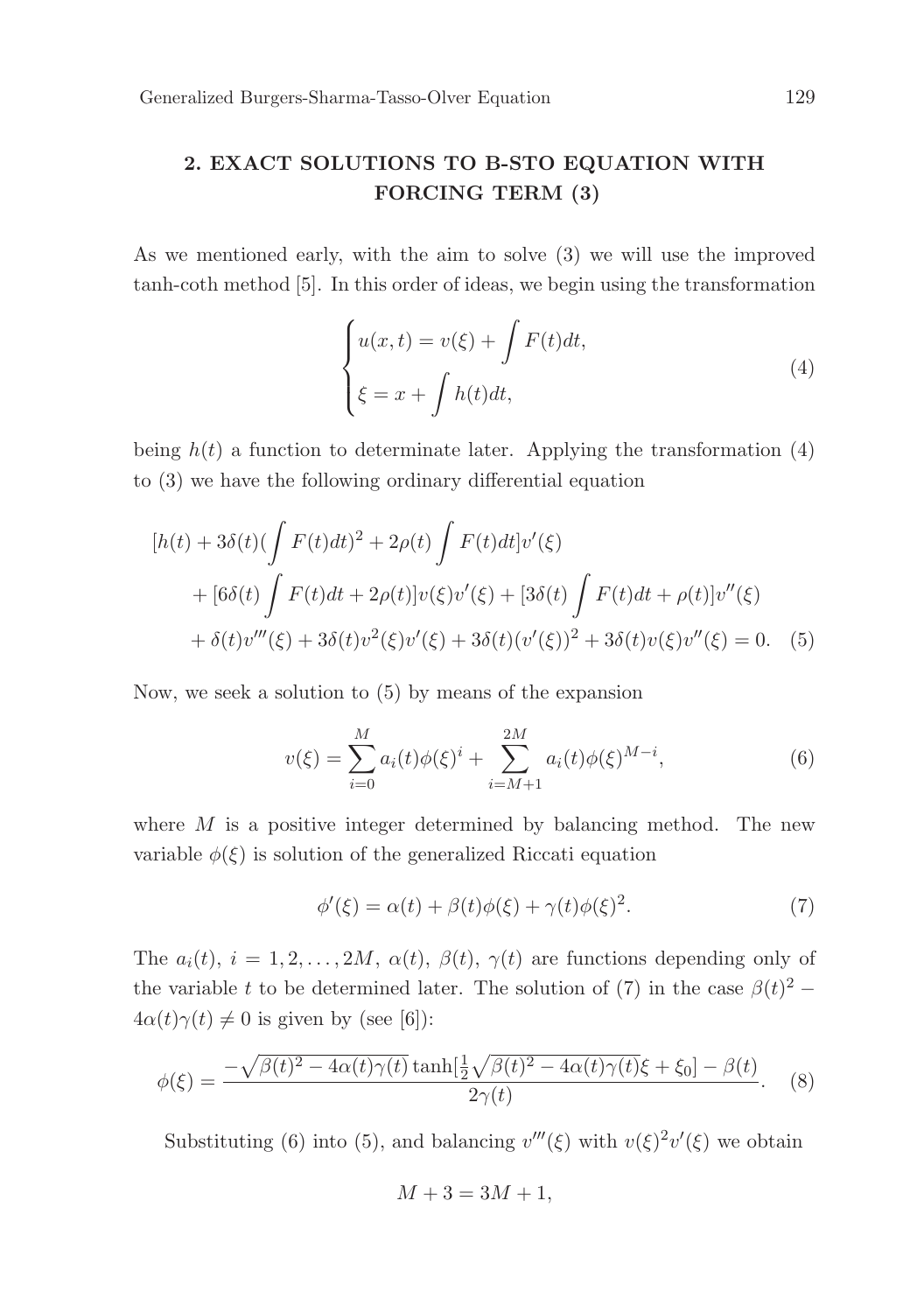## 2. EXACT SOLUTIONS TO B-STO EQUATION WITH FORCING TERM (3)

As we mentioned early, with the aim to solve (3) we will use the improved tanh-coth method [5]. In this order of ideas, we begin using the transformation

$$
\begin{cases} u(x,t) = v(\xi) + \displaystyle\int F(t)dt, \\ \xi = x + \displaystyle\int h(t)dt, \end{cases} \tag{4}
$$

being $h(t)$ a function to determinate later. Applying the transformation (4) to (3) we have the following ordinary differential equation

$$
\begin{aligned}
&[h(t) + 3\delta(t)(\int F(t)dt)^2 + 2\rho(t)\int F(t)dt]v'(\xi) \\
&\quad + [6\delta(t)\int F(t)dt + 2\rho(t)]v(\xi)v'(\xi) + [3\delta(t)\int F(t)dt + \rho(t)]v''(\xi) \\
&\quad + \delta(t)v'''(\xi) + 3\delta(t)v^2(\xi)v'(\xi) + 3\delta(t)(v'(\xi))^2 + 3\delta(t)v(\xi)v''(\xi) = 0. \quad (5)
\end{aligned}
$$

Now, we seek a solution to (5) by means of the expansion

$$
v(\xi) = \sum_{i=0}^{M} a_i(t)\phi(\xi)^i + \sum_{i=M+1}^{2M} a_i(t)\phi(\xi)^{M-i}, \tag{6}
$$

where $M$ is a positive integer determined by balancing method. The new variable $\phi(\xi)$ is solution of the generalized Riccati equation

$$
\phi'(\xi) = \alpha(t) + \beta(t)\phi(\xi) + \gamma(t)\phi(\xi)^2. \tag{7}
$$

The $a_i(t)$, $i = 1, 2, \ldots, 2M$, $\alpha(t)$, $\beta(t)$, $\gamma(t)$ are functions depending only of the variable $t$ to be determined later. The solution of (7) in the case $\beta(t)^2 - 4\alpha(t)\gamma(t) \neq 0$ is given by (see [6]):

$$
\phi(\xi) = \frac{-\sqrt{\beta(t)^2 - 4\alpha(t)\gamma(t)}\tanh[\frac{1}{2}\sqrt{\beta(t)^2 - 4\alpha(t)\gamma(t)}\xi + \xi_0] - \beta(t)}{2\gamma(t)}. \tag{8}
$$

Substituting (6) into (5), and balancing $v'''(\xi)$ with $v(\xi)^2v'(\xi)$ we obtain

$$
M + 3 = 3M + 1,
$$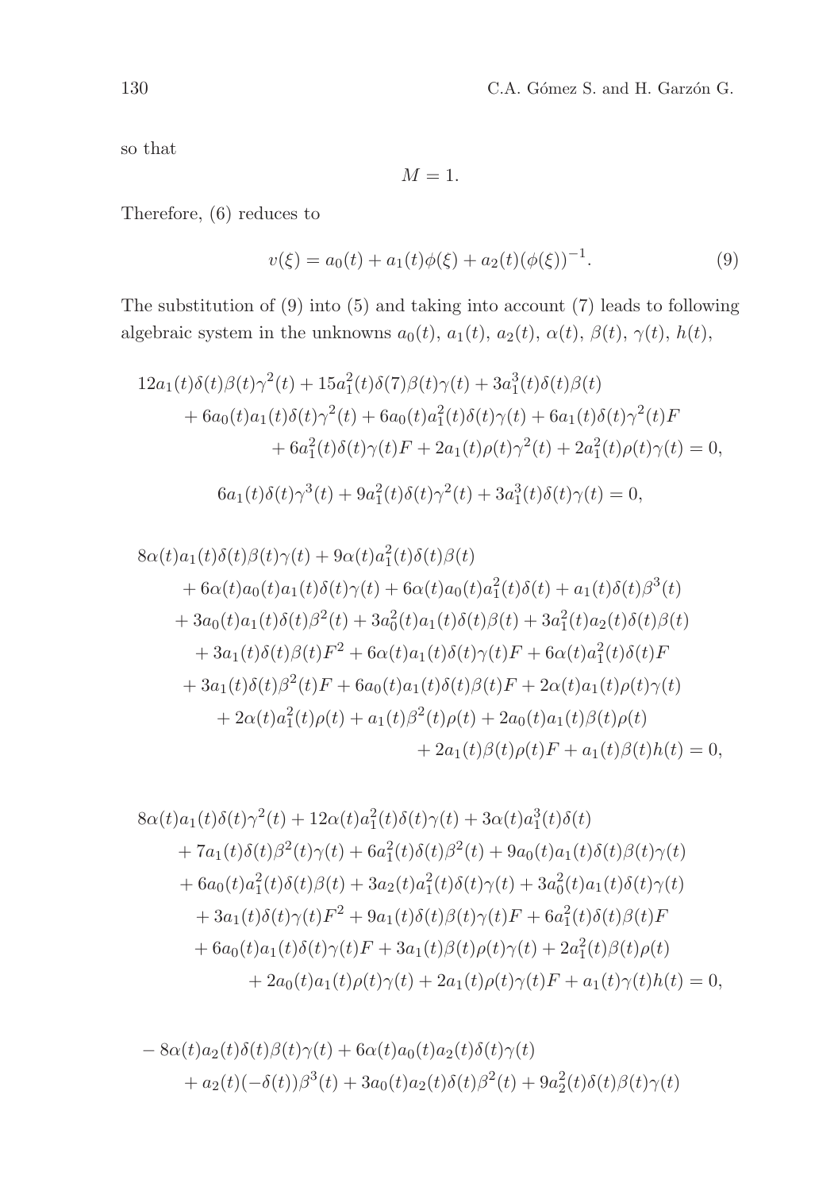so that

$$M = 1.$$

Therefore, (6) reduces to

$$v(\xi) = a_0(t) + a_1(t)\phi(\xi) + a_2(t)(\phi(\xi))^{-1}. \tag{9}$$

The substitution of (9) into (5) and taking into account (7) leads to following algebraic system in the unknowns $a_0(t)$, $a_1(t)$, $a_2(t)$, $\alpha(t)$, $\beta(t)$, $\gamma(t)$, $h(t)$,

$$\begin{aligned}
&12a_1(t)\delta(t)\beta(t)\gamma^2(t) + 15a_1^2(t)\delta(7)\beta(t)\gamma(t) + 3a_1^3(t)\delta(t)\beta(t) \\
&\quad + 6a_0(t)a_1(t)\delta(t)\gamma^2(t) + 6a_0(t)a_1^2(t)\delta(t)\gamma(t) + 6a_1(t)\delta(t)\gamma^2(t)F \\
&\qquad + 6a_1^2(t)\delta(t)\gamma(t)F + 2a_1(t)\rho(t)\gamma^2(t) + 2a_1^2(t)\rho(t)\gamma(t) = 0,
\end{aligned}$$

$$6a_1(t)\delta(t)\gamma^3(t) + 9a_1^2(t)\delta(t)\gamma^2(t) + 3a_1^3(t)\delta(t)\gamma(t) = 0,$$

$$\begin{aligned}
&8\alpha(t)a_1(t)\delta(t)\beta(t)\gamma(t) + 9\alpha(t)a_1^2(t)\delta(t)\beta(t) \\
&\quad + 6\alpha(t)a_0(t)a_1(t)\delta(t)\gamma(t) + 6\alpha(t)a_0(t)a_1^2(t)\delta(t) + a_1(t)\delta(t)\beta^3(t) \\
&\quad + 3a_0(t)a_1(t)\delta(t)\beta^2(t) + 3a_0^2(t)a_1(t)\delta(t)\beta(t) + 3a_1^2(t)a_2(t)\delta(t)\beta(t) \\
&\quad + 3a_1(t)\delta(t)\beta(t)F^2 + 6\alpha(t)a_1(t)\delta(t)\gamma(t)F + 6\alpha(t)a_1^2(t)\delta(t)F \\
&\quad + 3a_1(t)\delta(t)\beta^2(t)F + 6a_0(t)a_1(t)\delta(t)\beta(t)F + 2\alpha(t)a_1(t)\rho(t)\gamma(t) \\
&\quad + 2\alpha(t)a_1^2(t)\rho(t) + a_1(t)\beta^2(t)\rho(t) + 2a_0(t)a_1(t)\beta(t)\rho(t) \\
&\qquad + 2a_1(t)\beta(t)\rho(t)F + a_1(t)\beta(t)h(t) = 0,
\end{aligned}$$

$$\begin{aligned}
&8\alpha(t)a_1(t)\delta(t)\gamma^2(t) + 12\alpha(t)a_1^2(t)\delta(t)\gamma(t) + 3\alpha(t)a_1^3(t)\delta(t) \\
&\quad + 7a_1(t)\delta(t)\beta^2(t)\gamma(t) + 6a_1^2(t)\delta(t)\beta^2(t) + 9a_0(t)a_1(t)\delta(t)\beta(t)\gamma(t) \\
&\quad + 6a_0(t)a_1^2(t)\delta(t)\beta(t) + 3a_2(t)a_1^2(t)\delta(t)\gamma(t) + 3a_0^2(t)a_1(t)\delta(t)\gamma(t) \\
&\quad + 3a_1(t)\delta(t)\gamma(t)F^2 + 9a_1(t)\delta(t)\beta(t)\gamma(t)F + 6a_1^2(t)\delta(t)\beta(t)F \\
&\quad + 6a_0(t)a_1(t)\delta(t)\gamma(t)F + 3a_1(t)\beta(t)\rho(t)\gamma(t) + 2a_1^2(t)\beta(t)\rho(t) \\
&\qquad + 2a_0(t)a_1(t)\rho(t)\gamma(t) + 2a_1(t)\rho(t)\gamma(t)F + a_1(t)\gamma(t)h(t) = 0,
\end{aligned}$$

$$\begin{aligned}
&-8\alpha(t)a_2(t)\delta(t)\beta(t)\gamma(t) + 6\alpha(t)a_0(t)a_2(t)\delta(t)\gamma(t) \\
&\quad + a_2(t)(-\delta(t))\beta^3(t) + 3a_0(t)a_2(t)\delta(t)\beta^2(t) + 9a_2^2(t)\delta(t)\beta(t)\gamma(t)
\end{aligned}$$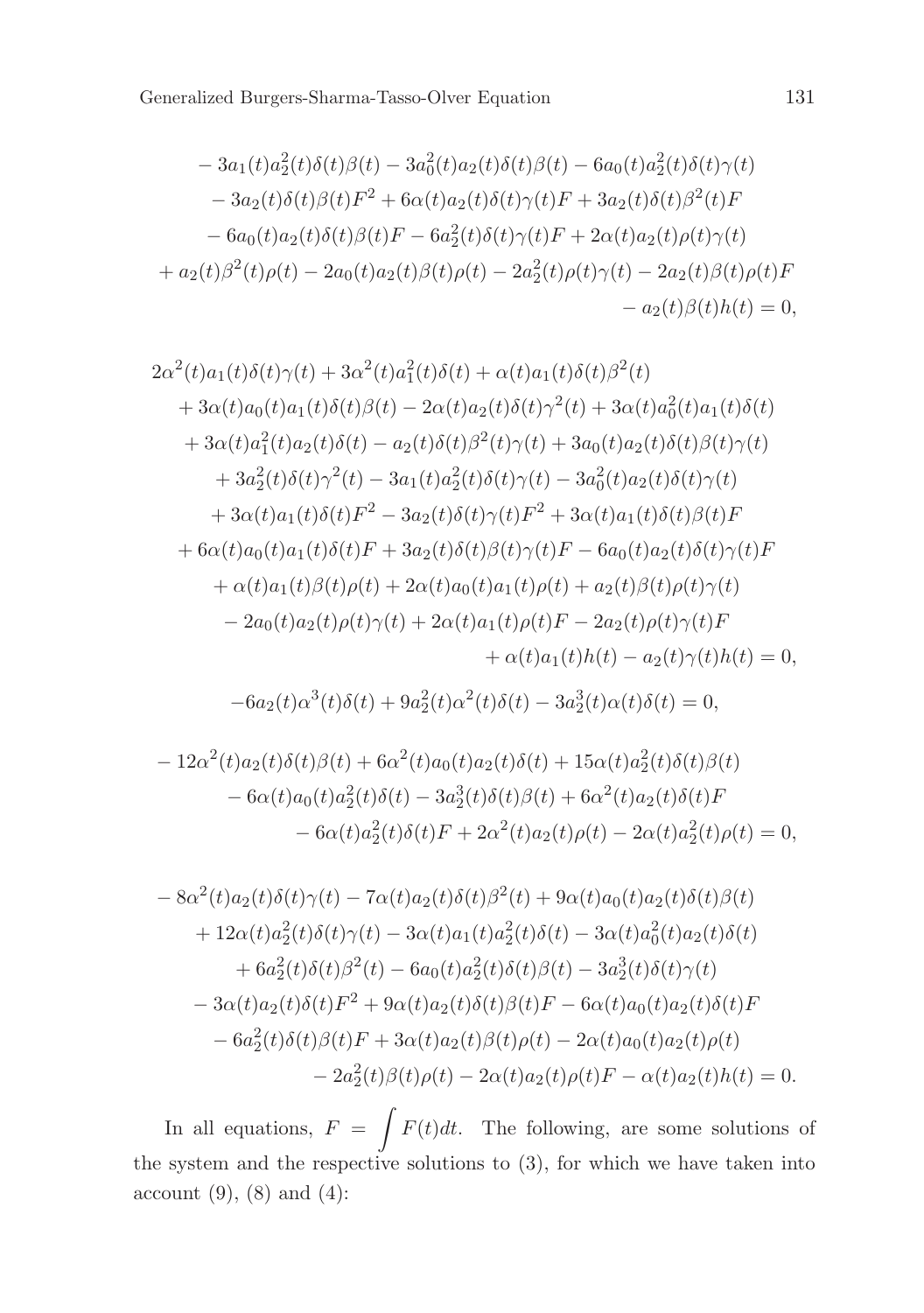$$
\begin{aligned}
&- 3a_1(t)a_2^2(t)\delta(t)\beta(t) - 3a_0^2(t)a_2(t)\delta(t)\beta(t) - 6a_0(t)a_2^2(t)\delta(t)\gamma(t)\\
&- 3a_2(t)\delta(t)\beta(t)F^2 + 6\alpha(t)a_2(t)\delta(t)\gamma(t)F + 3a_2(t)\delta(t)\beta^2(t)F\\
&- 6a_0(t)a_2(t)\delta(t)\beta(t)F - 6a_2^2(t)\delta(t)\gamma(t)F + 2\alpha(t)a_2(t)\rho(t)\gamma(t)\\
&+ a_2(t)\beta^2(t)\rho(t) - 2a_0(t)a_2(t)\beta(t)\rho(t) - 2a_2^2(t)\rho(t)\gamma(t) - 2a_2(t)\beta(t)\rho(t)F\\
&- a_2(t)\beta(t)h(t) = 0,
\end{aligned}
$$

$$
\begin{aligned}
&2\alpha^2(t)a_1(t)\delta(t)\gamma(t) + 3\alpha^2(t)a_1^2(t)\delta(t) + \alpha(t)a_1(t)\delta(t)\beta^2(t)\\
&+ 3\alpha(t)a_0(t)a_1(t)\delta(t)\beta(t) - 2\alpha(t)a_2(t)\delta(t)\gamma^2(t) + 3\alpha(t)a_0^2(t)a_1(t)\delta(t)\\
&+ 3\alpha(t)a_1^2(t)a_2(t)\delta(t) - a_2(t)\delta(t)\beta^2(t)\gamma(t) + 3a_0(t)a_2(t)\delta(t)\beta(t)\gamma(t)\\
&+ 3a_2^2(t)\delta(t)\gamma^2(t) - 3a_1(t)a_2^2(t)\delta(t)\gamma(t) - 3a_0^2(t)a_2(t)\delta(t)\gamma(t)\\
&+ 3\alpha(t)a_1(t)\delta(t)F^2 - 3a_2(t)\delta(t)\gamma(t)F^2 + 3\alpha(t)a_1(t)\delta(t)\beta(t)F\\
&+ 6\alpha(t)a_0(t)a_1(t)\delta(t)F + 3a_2(t)\delta(t)\beta(t)\gamma(t)F - 6a_0(t)a_2(t)\delta(t)\gamma(t)F\\
&+ \alpha(t)a_1(t)\beta(t)\rho(t) + 2\alpha(t)a_0(t)a_1(t)\rho(t) + a_2(t)\beta(t)\rho(t)\gamma(t)\\
&- 2a_0(t)a_2(t)\rho(t)\gamma(t) + 2\alpha(t)a_1(t)\rho(t)F - 2a_2(t)\rho(t)\gamma(t)F\\
&+ \alpha(t)a_1(t)h(t) - a_2(t)\gamma(t)h(t) = 0,
\end{aligned}
$$

$$
-6a_2(t)\alpha^3(t)\delta(t) + 9a_2^2(t)\alpha^2(t)\delta(t) - 3a_2^3(t)\alpha(t)\delta(t) = 0,
$$

$$
\begin{aligned}
&- 12\alpha^2(t)a_2(t)\delta(t)\beta(t) + 6\alpha^2(t)a_0(t)a_2(t)\delta(t) + 15\alpha(t)a_2^2(t)\delta(t)\beta(t)\\
&- 6\alpha(t)a_0(t)a_2^2(t)\delta(t) - 3a_2^3(t)\delta(t)\beta(t) + 6\alpha^2(t)a_2(t)\delta(t)F\\
&- 6\alpha(t)a_2^2(t)\delta(t)F + 2\alpha^2(t)a_2(t)\rho(t) - 2\alpha(t)a_2^2(t)\rho(t) = 0,
\end{aligned}
$$

$$
\begin{aligned}
&- 8\alpha^2(t)a_2(t)\delta(t)\gamma(t) - 7\alpha(t)a_2(t)\delta(t)\beta^2(t) + 9\alpha(t)a_0(t)a_2(t)\delta(t)\beta(t)\\
&+ 12\alpha(t)a_2^2(t)\delta(t)\gamma(t) - 3\alpha(t)a_1(t)a_2^2(t)\delta(t) - 3\alpha(t)a_0^2(t)a_2(t)\delta(t)\\
&+ 6a_2^2(t)\delta(t)\beta^2(t) - 6a_0(t)a_2^2(t)\delta(t)\beta(t) - 3a_2^3(t)\delta(t)\gamma(t)\\
&- 3\alpha(t)a_2(t)\delta(t)F^2 + 9\alpha(t)a_2(t)\delta(t)\beta(t)F - 6\alpha(t)a_0(t)a_2(t)\delta(t)F\\
&- 6a_2^2(t)\delta(t)\beta(t)F + 3\alpha(t)a_2(t)\beta(t)\rho(t) - 2\alpha(t)a_0(t)a_2(t)\rho(t)\\
&- 2a_2^2(t)\beta(t)\rho(t) - 2\alpha(t)a_2(t)\rho(t)F - \alpha(t)a_2(t)h(t) = 0.
\end{aligned}
$$

In all equations, $F = \int F(t)dt$. The following, are some solutions of the system and the respective solutions to (3), for which we have taken into account (9), (8) and (4):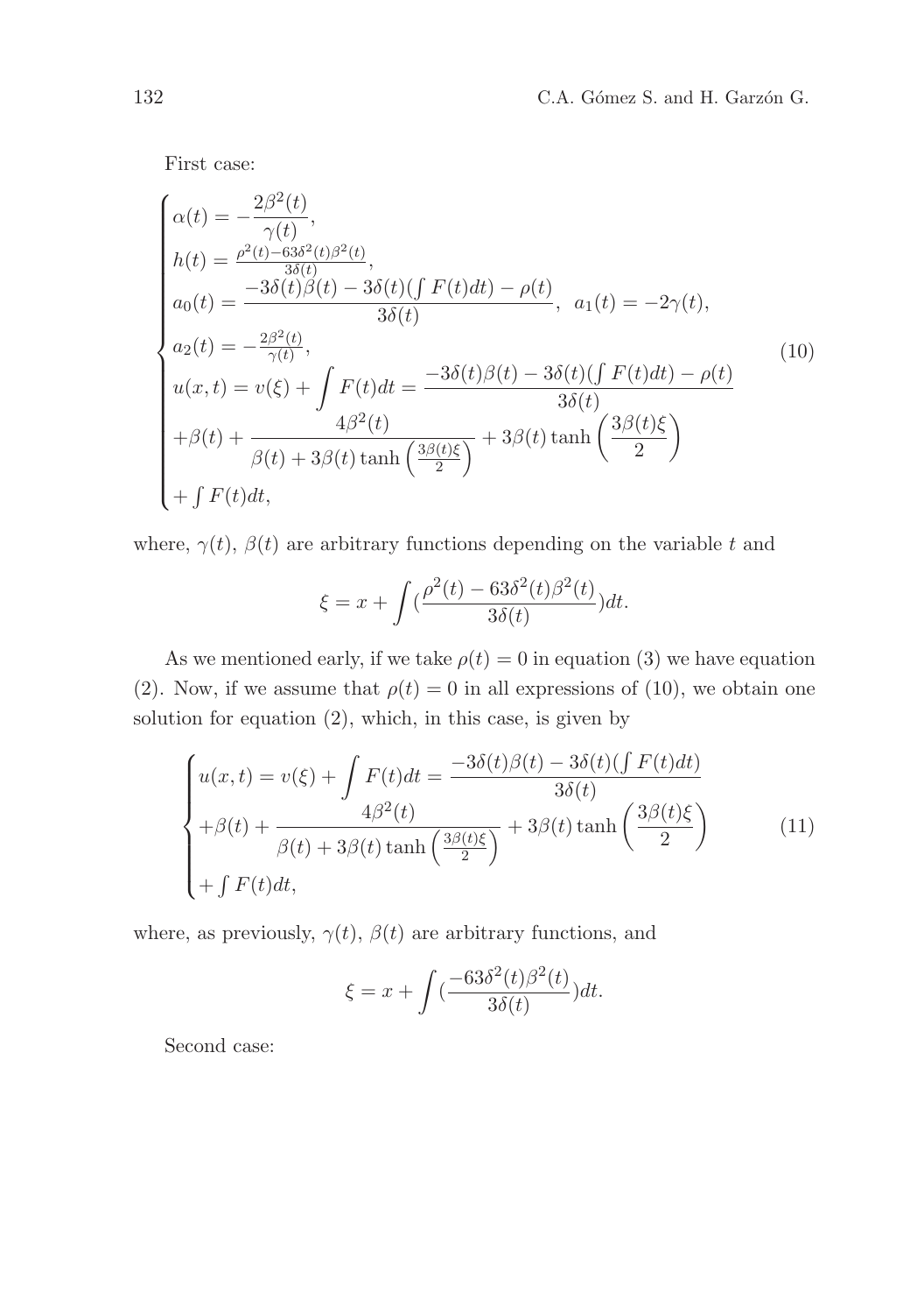First case:

$$
\begin{cases}
\alpha(t) = -\dfrac{2\beta^2(t)}{\gamma(t)}, \\
h(t) = \frac{\rho^2(t) - 63\delta^2(t)\beta^2(t)}{3\delta(t)}, \\
a_0(t) = \dfrac{-3\delta(t)\beta(t) - 3\delta(t)(\int F(t)dt) - \rho(t)}{3\delta(t)}, \;\; a_1(t) = -2\gamma(t), \\
a_2(t) = -\frac{2\beta^2(t)}{\gamma(t)}, \\
u(x,t) = v(\xi) + \displaystyle\int F(t)dt = \dfrac{-3\delta(t)\beta(t) - 3\delta(t)(\int F(t)dt) - \rho(t)}{3\delta(t)} \\
+\beta(t) + \dfrac{4\beta^2(t)}{\beta(t) + 3\beta(t)\tanh\left(\frac{3\beta(t)\xi}{2}\right)} + 3\beta(t)\tanh\left(\dfrac{3\beta(t)\xi}{2}\right) \\
+\int F(t)dt,
\end{cases}
\tag{10}
$$

where, $\gamma(t)$, $\beta(t)$ are arbitrary functions depending on the variable $t$ and

$$
\xi = x + \int (\frac{\rho^2(t) - 63\delta^2(t)\beta^2(t)}{3\delta(t)})dt.
$$

As we mentioned early, if we take $\rho(t) = 0$ in equation (3) we have equation (2). Now, if we assume that $\rho(t) = 0$ in all expressions of (10), we obtain one solution for equation (2), which, in this case, is given by

$$
\begin{cases}
u(x,t) = v(\xi) + \displaystyle\int F(t)dt = \dfrac{-3\delta(t)\beta(t) - 3\delta(t)(\int F(t)dt)}{3\delta(t)} \\
+\beta(t) + \dfrac{4\beta^2(t)}{\beta(t) + 3\beta(t)\tanh\left(\frac{3\beta(t)\xi}{2}\right)} + 3\beta(t)\tanh\left(\dfrac{3\beta(t)\xi}{2}\right) \\
+\int F(t)dt,
\end{cases}
\tag{11}
$$

where, as previously, $\gamma(t)$, $\beta(t)$ are arbitrary functions, and

$$
\xi = x + \int (\frac{-63\delta^2(t)\beta^2(t)}{3\delta(t)})dt.
$$

Second case: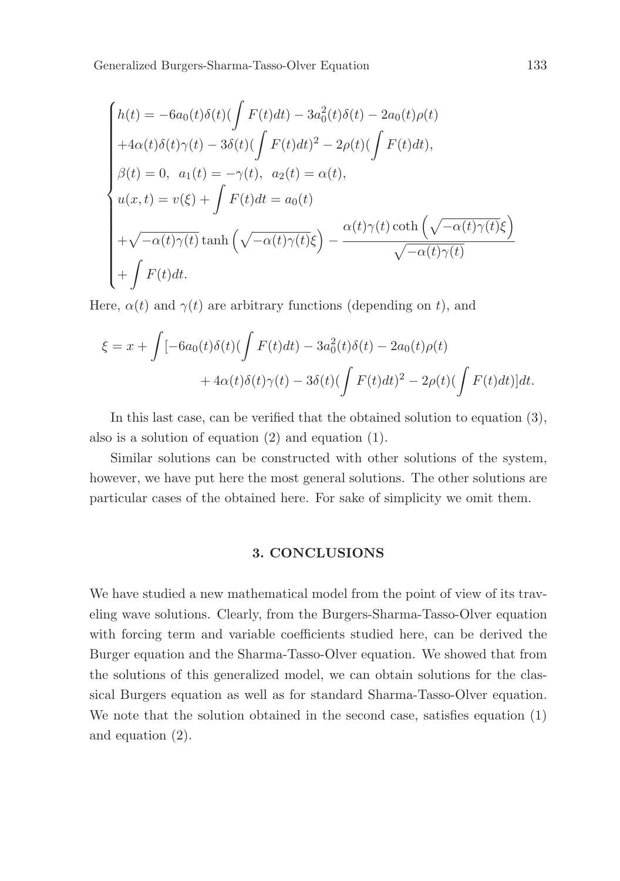$$
\begin{cases}
h(t) = -6a_0(t)\delta(t)(\int F(t)dt) - 3a_0^2(t)\delta(t) - 2a_0(t)\rho(t) \\
+4\alpha(t)\delta(t)\gamma(t) - 3\delta(t)(\int F(t)dt)^2 - 2\rho(t)(\int F(t)dt), \\
\beta(t) = 0, \;\; a_1(t) = -\gamma(t), \;\; a_2(t) = \alpha(t), \\
u(x,t) = v(\xi) + \int F(t)dt = a_0(t) \\
+\sqrt{-\alpha(t)\gamma(t)} \tanh\left(\sqrt{-\alpha(t)\gamma(t)}\xi\right) - \dfrac{\alpha(t)\gamma(t) \coth\left(\sqrt{-\alpha(t)\gamma(t)}\xi\right)}{\sqrt{-\alpha(t)\gamma(t)}} \\
+\int F(t)dt.
\end{cases}
$$

Here, $\alpha(t)$ and $\gamma(t)$ are arbitrary functions (depending on $t$), and

$$
\xi = x + \int [-6a_0(t)\delta(t)(\int F(t)dt) - 3a_0^2(t)\delta(t) - 2a_0(t)\rho(t) \\
+ 4\alpha(t)\delta(t)\gamma(t) - 3\delta(t)(\int F(t)dt)^2 - 2\rho(t)(\int F(t)dt)]dt.
$$

In this last case, can be verified that the obtained solution to equation (3), also is a solution of equation (2) and equation (1).

Similar solutions can be constructed with other solutions of the system, however, we have put here the most general solutions. The other solutions are particular cases of the obtained here. For sake of simplicity we omit them.

## 3. CONCLUSIONS

We have studied a new mathematical model from the point of view of its traveling wave solutions. Clearly, from the Burgers-Sharma-Tasso-Olver equation with forcing term and variable coefficients studied here, can be derived the Burger equation and the Sharma-Tasso-Olver equation. We showed that from the solutions of this generalized model, we can obtain solutions for the classical Burgers equation as well as for standard Sharma-Tasso-Olver equation. We note that the solution obtained in the second case, satisfies equation (1) and equation (2).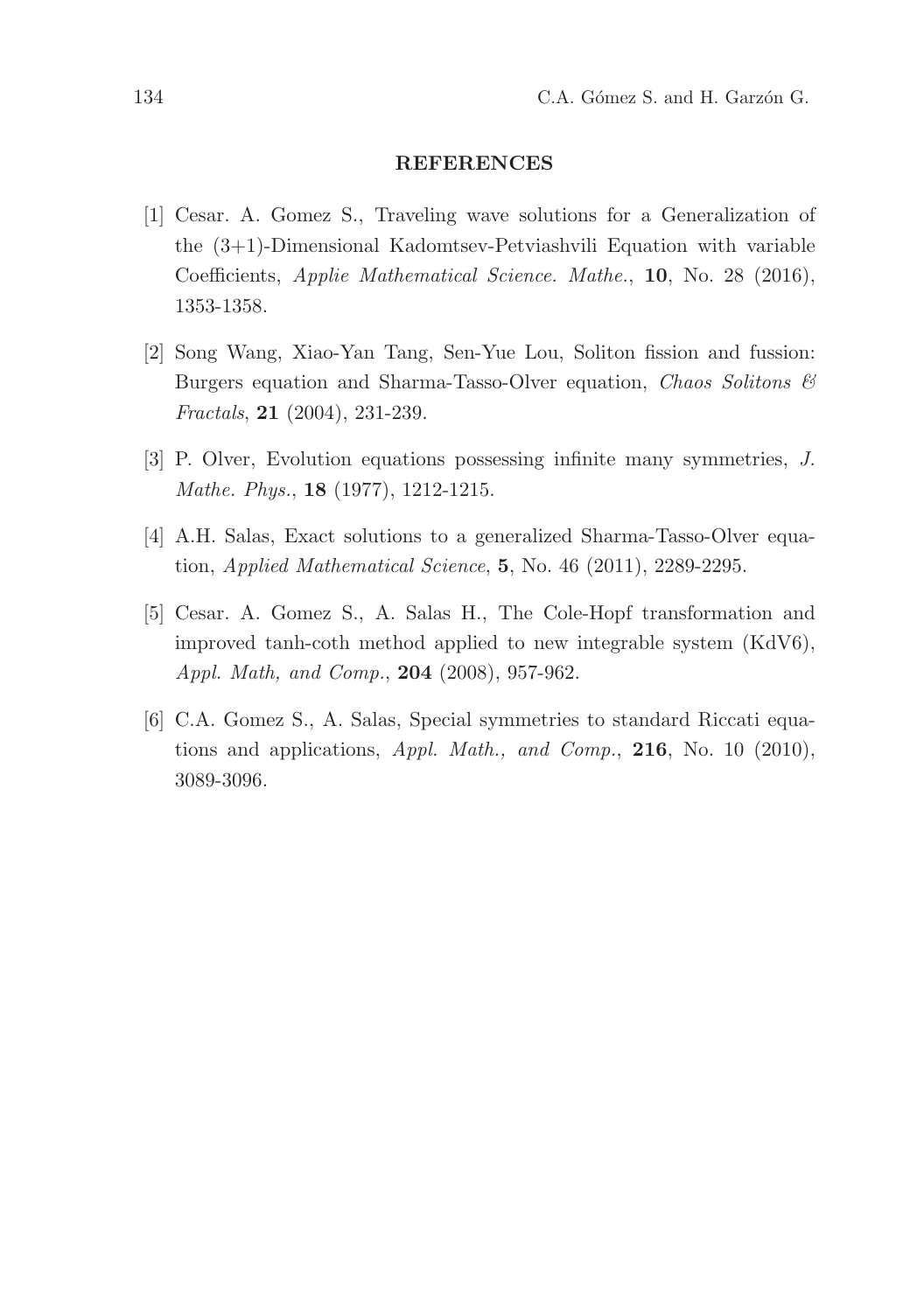## REFERENCES

[1] Cesar. A. Gomez S., Traveling wave solutions for a Generalization of the (3+1)-Dimensional Kadomtsev-Petviashvili Equation with variable Coefficients, *Applie Mathematical Science. Mathe.*, **10**, No. 28 (2016), 1353-1358.

[2] Song Wang, Xiao-Yan Tang, Sen-Yue Lou, Soliton fission and fussion: Burgers equation and Sharma-Tasso-Olver equation, *Chaos Solitons & Fractals*, **21** (2004), 231-239.

[3] P. Olver, Evolution equations possessing infinite many symmetries, *J. Mathe. Phys.*, **18** (1977), 1212-1215.

[4] A.H. Salas, Exact solutions to a generalized Sharma-Tasso-Olver equation, *Applied Mathematical Science*, **5**, No. 46 (2011), 2289-2295.

[5] Cesar. A. Gomez S., A. Salas H., The Cole-Hopf transformation and improved tanh-coth method applied to new integrable system (KdV6), *Appl. Math, and Comp.*, **204** (2008), 957-962.

[6] C.A. Gomez S., A. Salas, Special symmetries to standard Riccati equations and applications, *Appl. Math., and Comp.*, **216**, No. 10 (2010), 3089-3096.